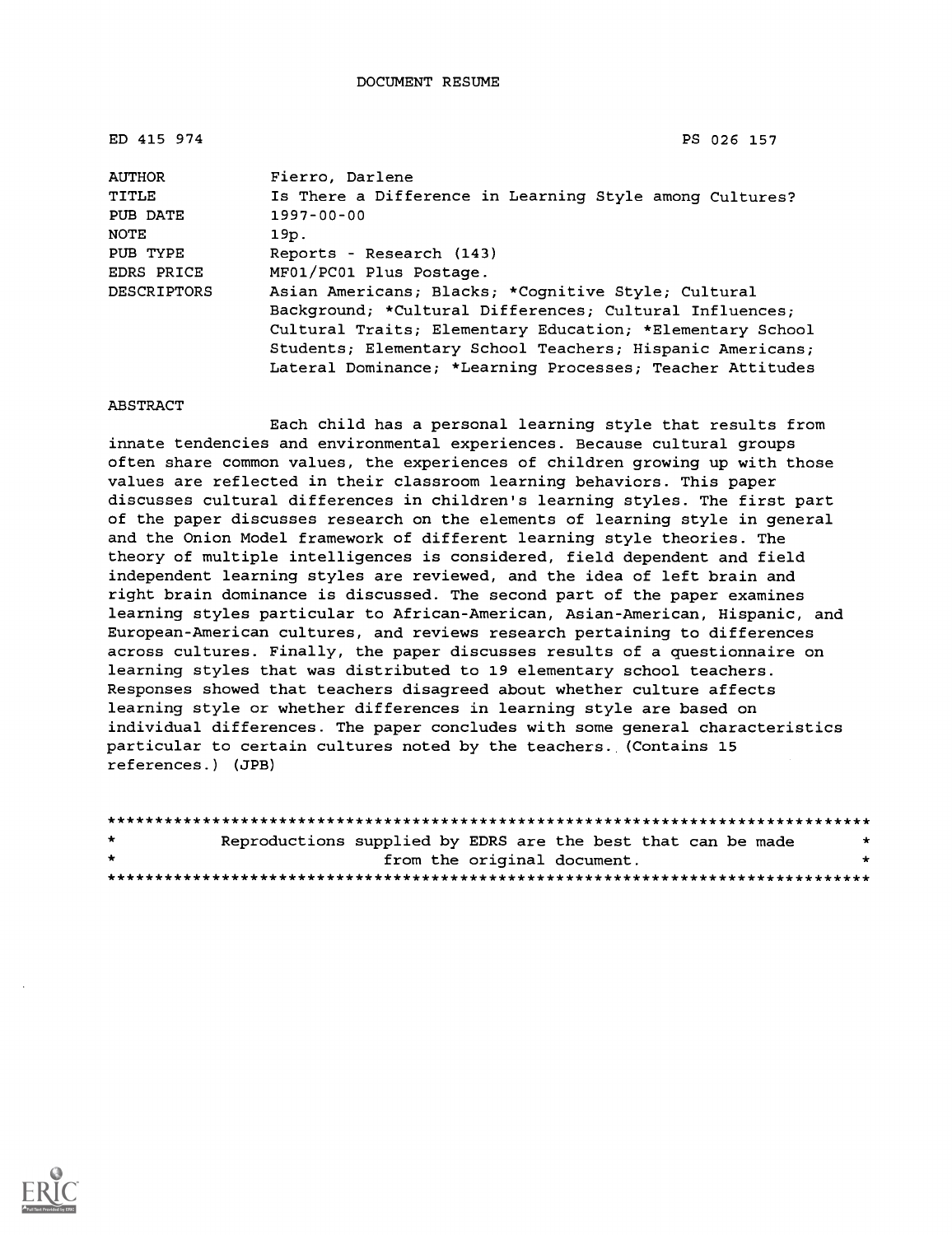DOCUMENT RESUME

| | | |
|---|---|---|
| ED 415 974 | | PS 026 157 |
| AUTHOR | Fierro, Darlene | |
| TITLE | Is There a Difference in Learning Style among Cultures? | |
| PUB DATE | 1997-00-00 | |
| NOTE | 19p. | |
| PUB TYPE | Reports - Research (143) | |
| EDRS PRICE | MF01/PC01 Plus Postage. | |
| DESCRIPTORS | Asian Americans; Blacks; *Cognitive Style; Cultural Background; *Cultural Differences; Cultural Influences; Cultural Traits; Elementary Education; *Elementary School Students; Elementary School Teachers; Hispanic Americans; Lateral Dominance; *Learning Processes; Teacher Attitudes | |

ABSTRACT

Each child has a personal learning style that results from innate tendencies and environmental experiences. Because cultural groups often share common values, the experiences of children growing up with those values are reflected in their classroom learning behaviors. This paper discusses cultural differences in children's learning styles. The first part of the paper discusses research on the elements of learning style in general and the Onion Model framework of different learning style theories. The theory of multiple intelligences is considered, field dependent and field independent learning styles are reviewed, and the idea of left brain and right brain dominance is discussed. The second part of the paper examines learning styles particular to African-American, Asian-American, Hispanic, and European-American cultures, and reviews research pertaining to differences across cultures. Finally, the paper discusses results of a questionnaire on learning styles that was distributed to 19 elementary school teachers. Responses showed that teachers disagreed about whether culture affects learning style or whether differences in learning style are based on individual differences. The paper concludes with some general characteristics particular to certain cultures noted by the teachers. (Contains 15 references.) (JPB)

********************************************************************************
* Reproductions supplied by EDRS are the best that can be made *
* from the original document. *
********************************************************************************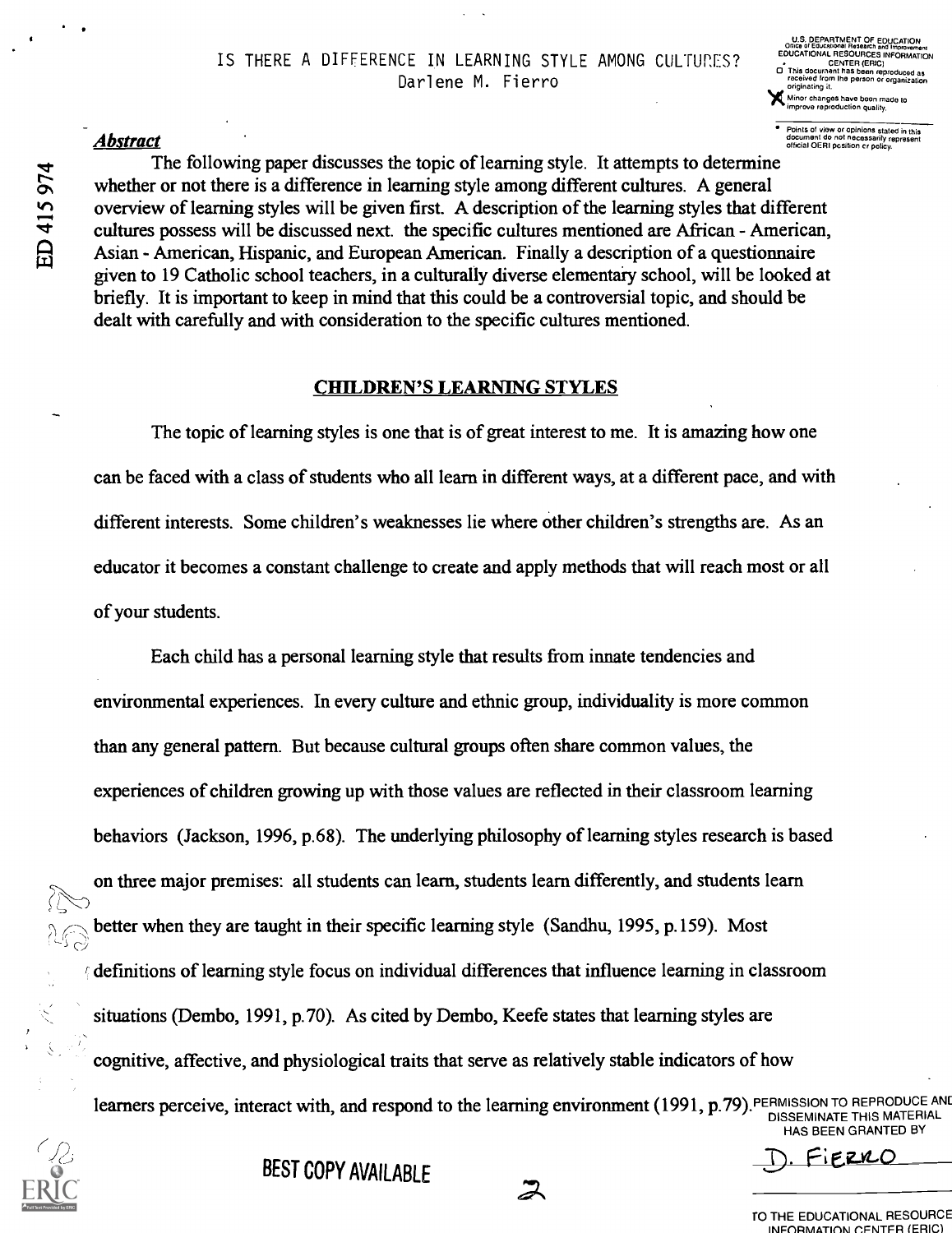# IS THERE A DIFFERENCE IN LEARNING STYLE AMONG CULTURES?

Darlene M. Fierro

***Abstract***

The following paper discusses the topic of learning style. It attempts to determine whether or not there is a difference in learning style among different cultures. A general overview of learning styles will be given first. A description of the learning styles that different cultures possess will be discussed next. the specific cultures mentioned are African - American, Asian - American, Hispanic, and European American. Finally a description of a questionnaire given to 19 Catholic school teachers, in a culturally diverse elementary school, will be looked at briefly. It is important to keep in mind that this could be a controversial topic, and should be dealt with carefully and with consideration to the specific cultures mentioned.

## CHILDREN'S LEARNING STYLES

The topic of learning styles is one that is of great interest to me. It is amazing how one can be faced with a class of students who all learn in different ways, at a different pace, and with different interests. Some children's weaknesses lie where other children's strengths are. As an educator it becomes a constant challenge to create and apply methods that will reach most or all of your students.

Each child has a personal learning style that results from innate tendencies and environmental experiences. In every culture and ethnic group, individuality is more common than any general pattern. But because cultural groups often share common values, the experiences of children growing up with those values are reflected in their classroom learning behaviors (Jackson, 1996, p.68). The underlying philosophy of learning styles research is based on three major premises: all students can learn, students learn differently, and students learn better when they are taught in their specific learning style (Sandhu, 1995, p.159). Most definitions of learning style focus on individual differences that influence learning in classroom situations (Dembo, 1991, p.70). As cited by Dembo, Keefe states that learning styles are cognitive, affective, and physiological traits that serve as relatively stable indicators of how learners perceive, interact with, and respond to the learning environment (1991, p.79).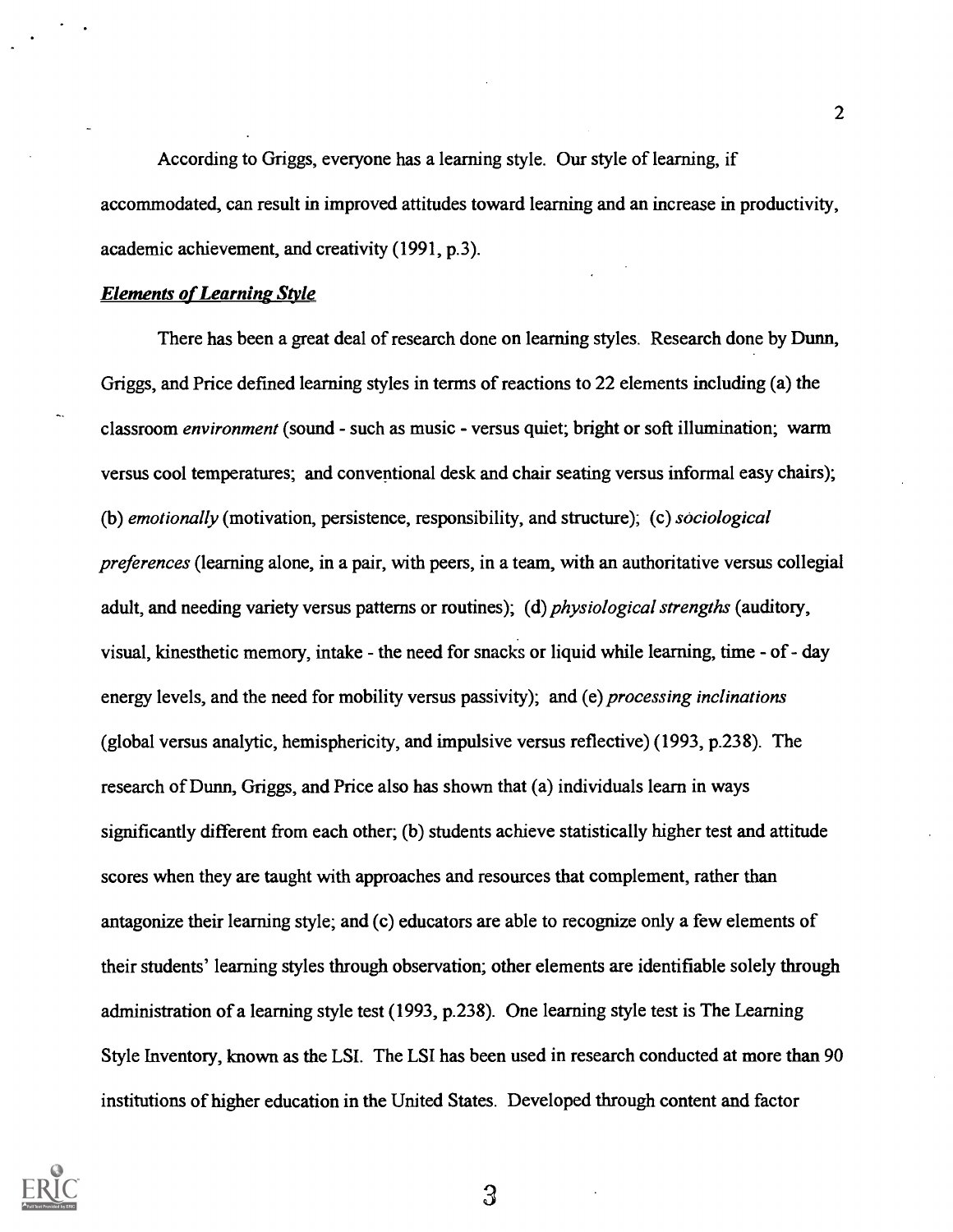According to Griggs, everyone has a learning style. Our style of learning, if accommodated, can result in improved attitudes toward learning and an increase in productivity, academic achievement, and creativity (1991, p.3).

***Elements of Learning Style***

There has been a great deal of research done on learning styles. Research done by Dunn, Griggs, and Price defined learning styles in terms of reactions to 22 elements including (a) the classroom *environment* (sound - such as music - versus quiet; bright or soft illumination; warm versus cool temperatures; and conventional desk and chair seating versus informal easy chairs); (b) *emotionally* (motivation, persistence, responsibility, and structure); (c) *sociological preferences* (learning alone, in a pair, with peers, in a team, with an authoritative versus collegial adult, and needing variety versus patterns or routines); (d) *physiological strengths* (auditory, visual, kinesthetic memory, intake - the need for snacks or liquid while learning, time - of - day energy levels, and the need for mobility versus passivity); and (e) *processing inclinations* (global versus analytic, hemisphericity, and impulsive versus reflective) (1993, p.238). The research of Dunn, Griggs, and Price also has shown that (a) individuals learn in ways significantly different from each other; (b) students achieve statistically higher test and attitude scores when they are taught with approaches and resources that complement, rather than antagonize their learning style; and (c) educators are able to recognize only a few elements of their students' learning styles through observation; other elements are identifiable solely through administration of a learning style test (1993, p.238). One learning style test is The Learning Style Inventory, known as the LSI. The LSI has been used in research conducted at more than 90 institutions of higher education in the United States. Developed through content and factor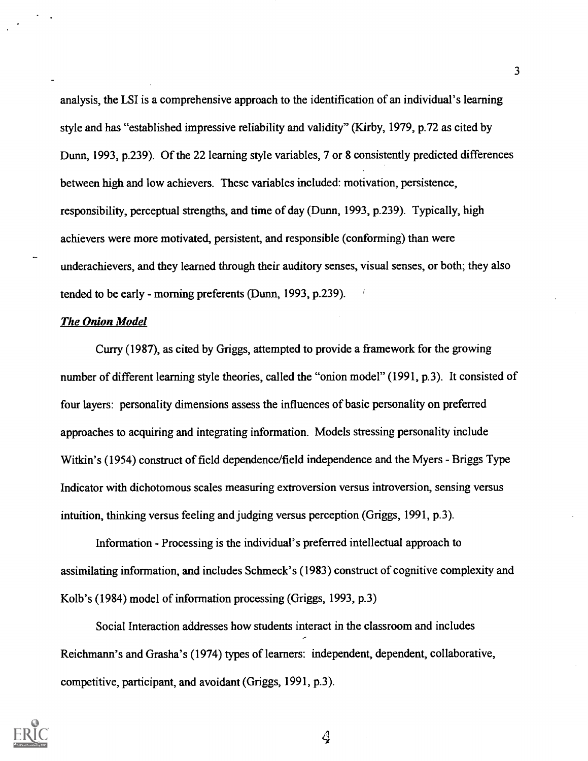analysis, the LSI is a comprehensive approach to the identification of an individual's learning style and has "established impressive reliability and validity" (Kirby, 1979, p.72 as cited by Dunn, 1993, p.239). Of the 22 learning style variables, 7 or 8 consistently predicted differences between high and low achievers. These variables included: motivation, persistence, responsibility, perceptual strengths, and time of day (Dunn, 1993, p.239). Typically, high achievers were more motivated, persistent, and responsible (conforming) than were underachievers, and they learned through their auditory senses, visual senses, or both; they also tended to be early - morning preferents (Dunn, 1993, p.239).

***The Onion Model***

Curry (1987), as cited by Griggs, attempted to provide a framework for the growing number of different learning style theories, called the "onion model" (1991, p.3). It consisted of four layers: personality dimensions assess the influences of basic personality on preferred approaches to acquiring and integrating information. Models stressing personality include Witkin's (1954) construct of field dependence/field independence and the Myers - Briggs Type Indicator with dichotomous scales measuring extroversion versus introversion, sensing versus intuition, thinking versus feeling and judging versus perception (Griggs, 1991, p.3).

Information - Processing is the individual's preferred intellectual approach to assimilating information, and includes Schmeck's (1983) construct of cognitive complexity and Kolb's (1984) model of information processing (Griggs, 1993, p.3)

Social Interaction addresses how students interact in the classroom and includes Reichmann's and Grasha's (1974) types of learners: independent, dependent, collaborative, competitive, participant, and avoidant (Griggs, 1991, p.3).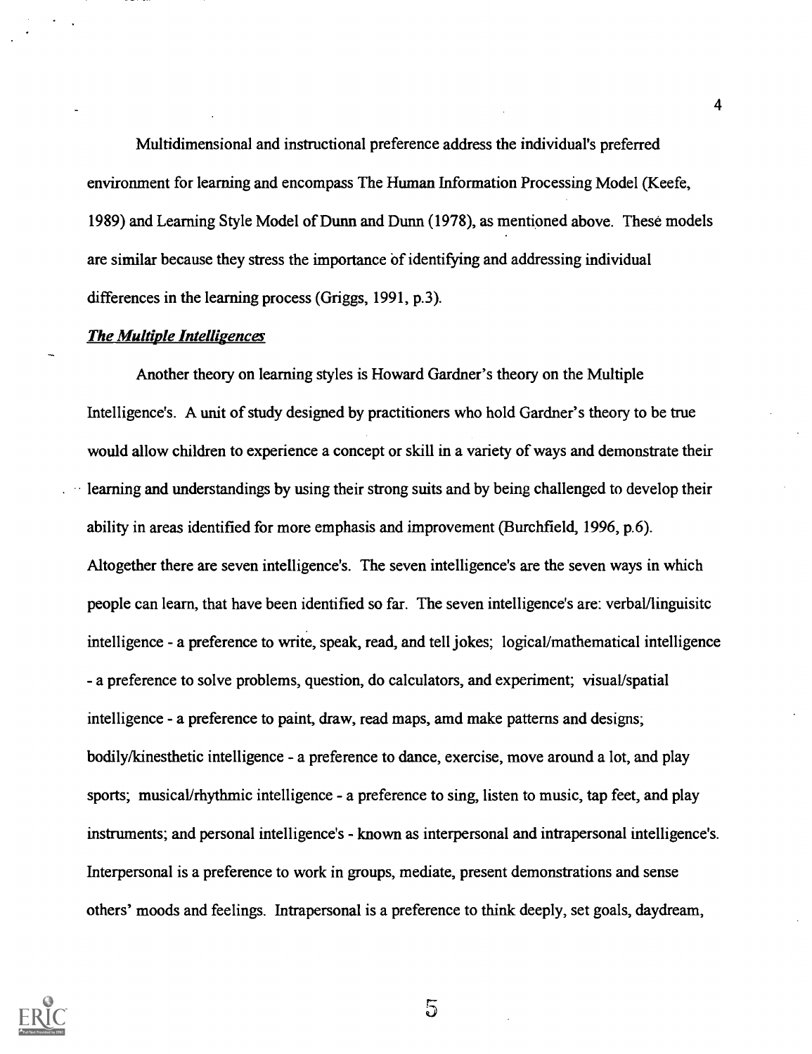Multidimensional and instructional preference address the individual's preferred environment for learning and encompass The Human Information Processing Model (Keefe, 1989) and Learning Style Model of Dunn and Dunn (1978), as mentioned above. These models are similar because they stress the importance of identifying and addressing individual differences in the learning process (Griggs, 1991, p.3).

***The Multiple Intelligences***

Another theory on learning styles is Howard Gardner's theory on the Multiple Intelligence's. A unit of study designed by practitioners who hold Gardner's theory to be true would allow children to experience a concept or skill in a variety of ways and demonstrate their learning and understandings by using their strong suits and by being challenged to develop their ability in areas identified for more emphasis and improvement (Burchfield, 1996, p.6). Altogether there are seven intelligence's. The seven intelligence's are the seven ways in which people can learn, that have been identified so far. The seven intelligence's are: verbal/linguisitc intelligence - a preference to write, speak, read, and tell jokes; logical/mathematical intelligence - a preference to solve problems, question, do calculators, and experiment; visual/spatial intelligence - a preference to paint, draw, read maps, amd make patterns and designs; bodily/kinesthetic intelligence - a preference to dance, exercise, move around a lot, and play sports; musical/rhythmic intelligence - a preference to sing, listen to music, tap feet, and play instruments; and personal intelligence's - known as interpersonal and intrapersonal intelligence's. Interpersonal is a preference to work in groups, mediate, present demonstrations and sense others' moods and feelings. Intrapersonal is a preference to think deeply, set goals, daydream,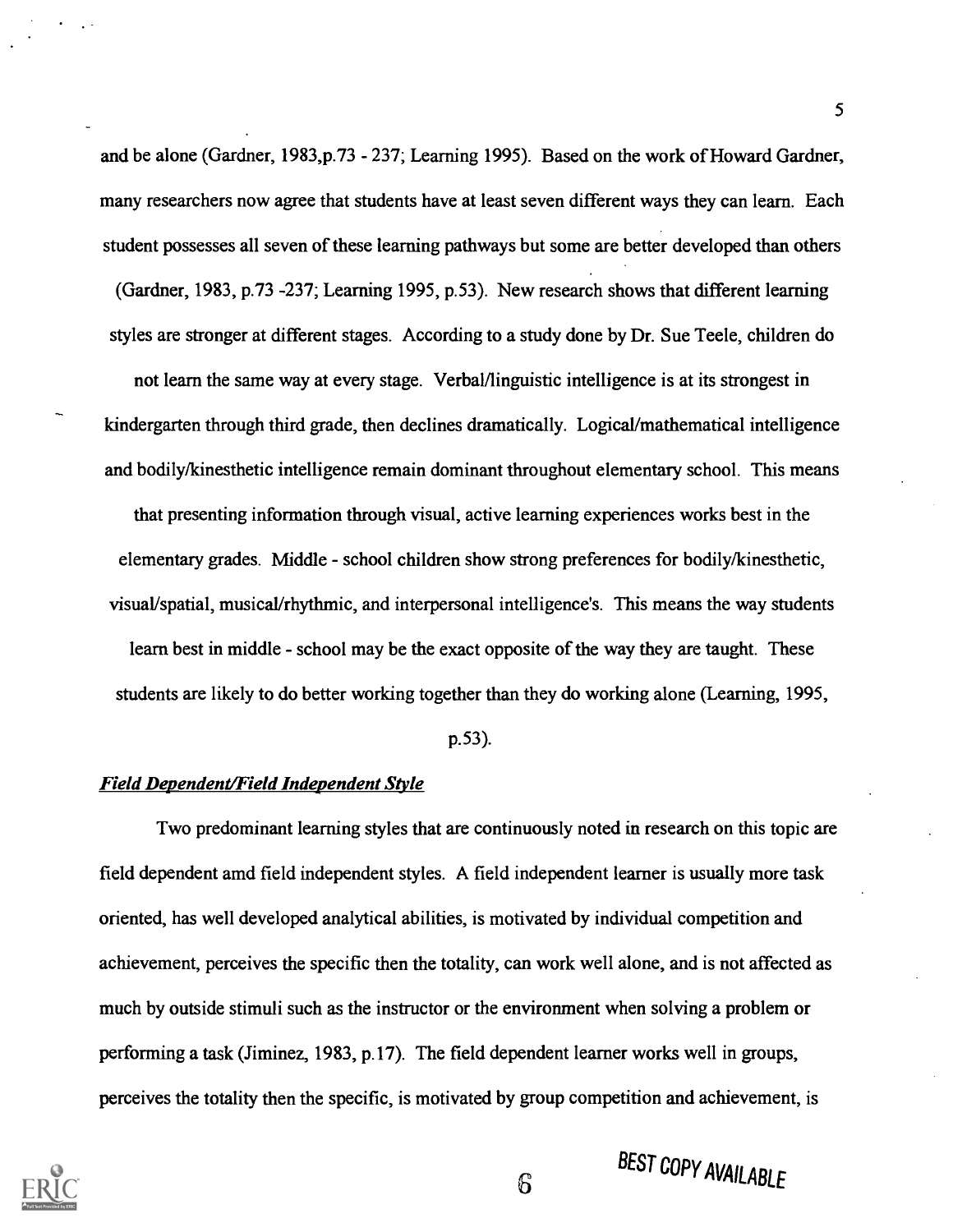and be alone (Gardner, 1983,p.73 - 237; Learning 1995). Based on the work of Howard Gardner, many researchers now agree that students have at least seven different ways they can learn. Each student possesses all seven of these learning pathways but some are better developed than others (Gardner, 1983, p.73 -237; Learning 1995, p.53). New research shows that different learning styles are stronger at different stages. According to a study done by Dr. Sue Teele, children do not learn the same way at every stage. Verbal/linguistic intelligence is at its strongest in kindergarten through third grade, then declines dramatically. Logical/mathematical intelligence and bodily/kinesthetic intelligence remain dominant throughout elementary school. This means that presenting information through visual, active learning experiences works best in the elementary grades. Middle - school children show strong preferences for bodily/kinesthetic, visual/spatial, musical/rhythmic, and interpersonal intelligence's. This means the way students learn best in middle - school may be the exact opposite of the way they are taught. These students are likely to do better working together than they do working alone (Learning, 1995, p.53).

***Field Dependent/Field Independent Style***

Two predominant learning styles that are continuously noted in research on this topic are field dependent amd field independent styles. A field independent learner is usually more task oriented, has well developed analytical abilities, is motivated by individual competition and achievement, perceives the specific then the totality, can work well alone, and is not affected as much by outside stimuli such as the instructor or the environment when solving a problem or performing a task (Jiminez, 1983, p.17). The field dependent learner works well in groups, perceives the totality then the specific, is motivated by group competition and achievement, is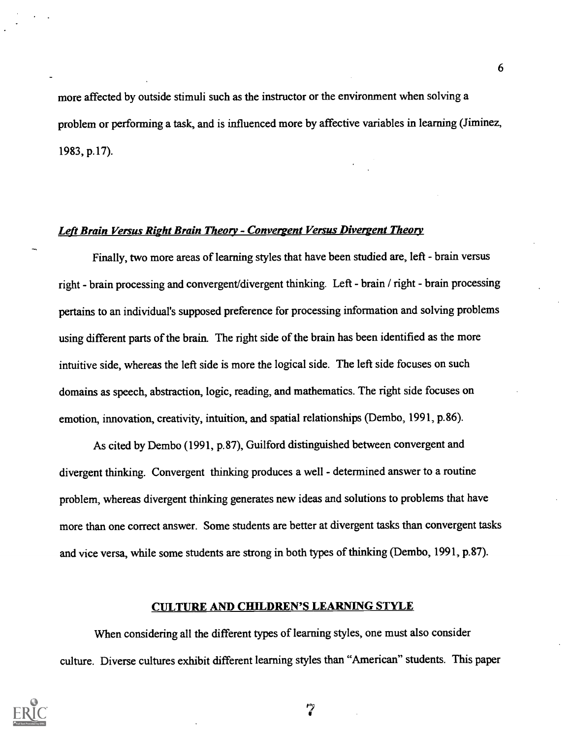more affected by outside stimuli such as the instructor or the environment when solving a problem or performing a task, and is influenced more by affective variables in learning (Jiminez, 1983, p.17).

### *Left Brain Versus Right Brain Theory - Convergent Versus Divergent Theory*

Finally, two more areas of learning styles that have been studied are, left - brain versus right - brain processing and convergent/divergent thinking. Left - brain / right - brain processing pertains to an individual's supposed preference for processing information and solving problems using different parts of the brain. The right side of the brain has been identified as the more intuitive side, whereas the left side is more the logical side. The left side focuses on such domains as speech, abstraction, logic, reading, and mathematics. The right side focuses on emotion, innovation, creativity, intuition, and spatial relationships (Dembo, 1991, p.86).

As cited by Dembo (1991, p.87), Guilford distinguished between convergent and divergent thinking. Convergent thinking produces a well - determined answer to a routine problem, whereas divergent thinking generates new ideas and solutions to problems that have more than one correct answer. Some students are better at divergent tasks than convergent tasks and vice versa, while some students are strong in both types of thinking (Dembo, 1991, p.87).

## CULTURE AND CHILDREN'S LEARNING STYLE

When considering all the different types of learning styles, one must also consider culture. Diverse cultures exhibit different learning styles than "American" students. This paper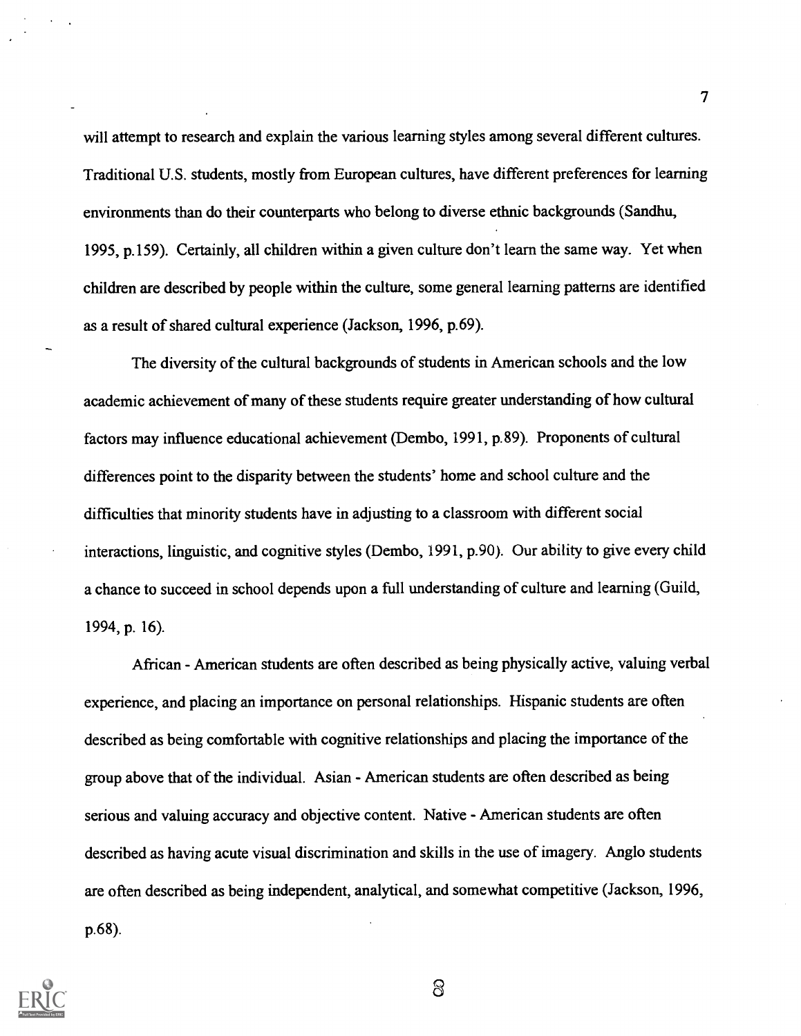will attempt to research and explain the various learning styles among several different cultures. Traditional U.S. students, mostly from European cultures, have different preferences for learning environments than do their counterparts who belong to diverse ethnic backgrounds (Sandhu, 1995, p.159). Certainly, all children within a given culture don't learn the same way. Yet when children are described by people within the culture, some general learning patterns are identified as a result of shared cultural experience (Jackson, 1996, p.69).

The diversity of the cultural backgrounds of students in American schools and the low academic achievement of many of these students require greater understanding of how cultural factors may influence educational achievement (Dembo, 1991, p.89). Proponents of cultural differences point to the disparity between the students' home and school culture and the difficulties that minority students have in adjusting to a classroom with different social interactions, linguistic, and cognitive styles (Dembo, 1991, p.90). Our ability to give every child a chance to succeed in school depends upon a full understanding of culture and learning (Guild, 1994, p. 16).

African - American students are often described as being physically active, valuing verbal experience, and placing an importance on personal relationships. Hispanic students are often described as being comfortable with cognitive relationships and placing the importance of the group above that of the individual. Asian - American students are often described as being serious and valuing accuracy and objective content. Native - American students are often described as having acute visual discrimination and skills in the use of imagery. Anglo students are often described as being independent, analytical, and somewhat competitive (Jackson, 1996, p.68).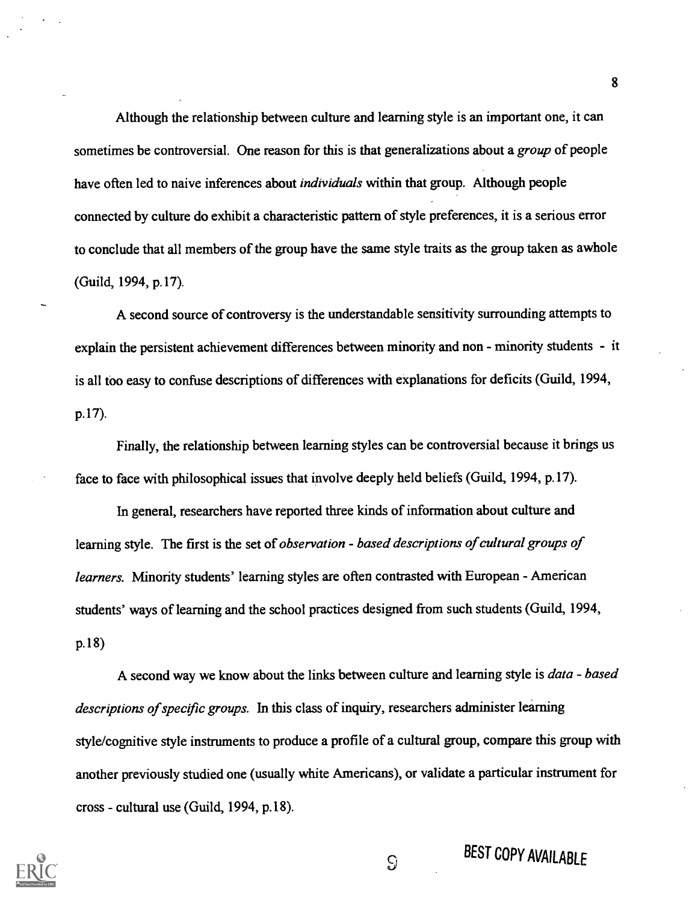Although the relationship between culture and learning style is an important one, it can sometimes be controversial. One reason for this is that generalizations about a *group* of people have often led to naive inferences about *individuals* within that group. Although people connected by culture do exhibit a characteristic pattern of style preferences, it is a serious error to conclude that all members of the group have the same style traits as the group taken as awhole (Guild, 1994, p.17).

A second source of controversy is the understandable sensitivity surrounding attempts to explain the persistent achievement differences between minority and non - minority students - it is all too easy to confuse descriptions of differences with explanations for deficits (Guild, 1994, p.17).

Finally, the relationship between learning styles can be controversial because it brings us face to face with philosophical issues that involve deeply held beliefs (Guild, 1994, p.17).

In general, researchers have reported three kinds of information about culture and learning style. The first is the set of *observation - based descriptions of cultural groups of learners.* Minority students' learning styles are often contrasted with European - American students' ways of learning and the school practices designed from such students (Guild, 1994, p.18)

A second way we know about the links between culture and learning style is *data - based descriptions of specific groups.* In this class of inquiry, researchers administer learning style/cognitive style instruments to produce a profile of a cultural group, compare this group with another previously studied one (usually white Americans), or validate a particular instrument for cross - cultural use (Guild, 1994, p.18).

BEST COPY AVAILABLE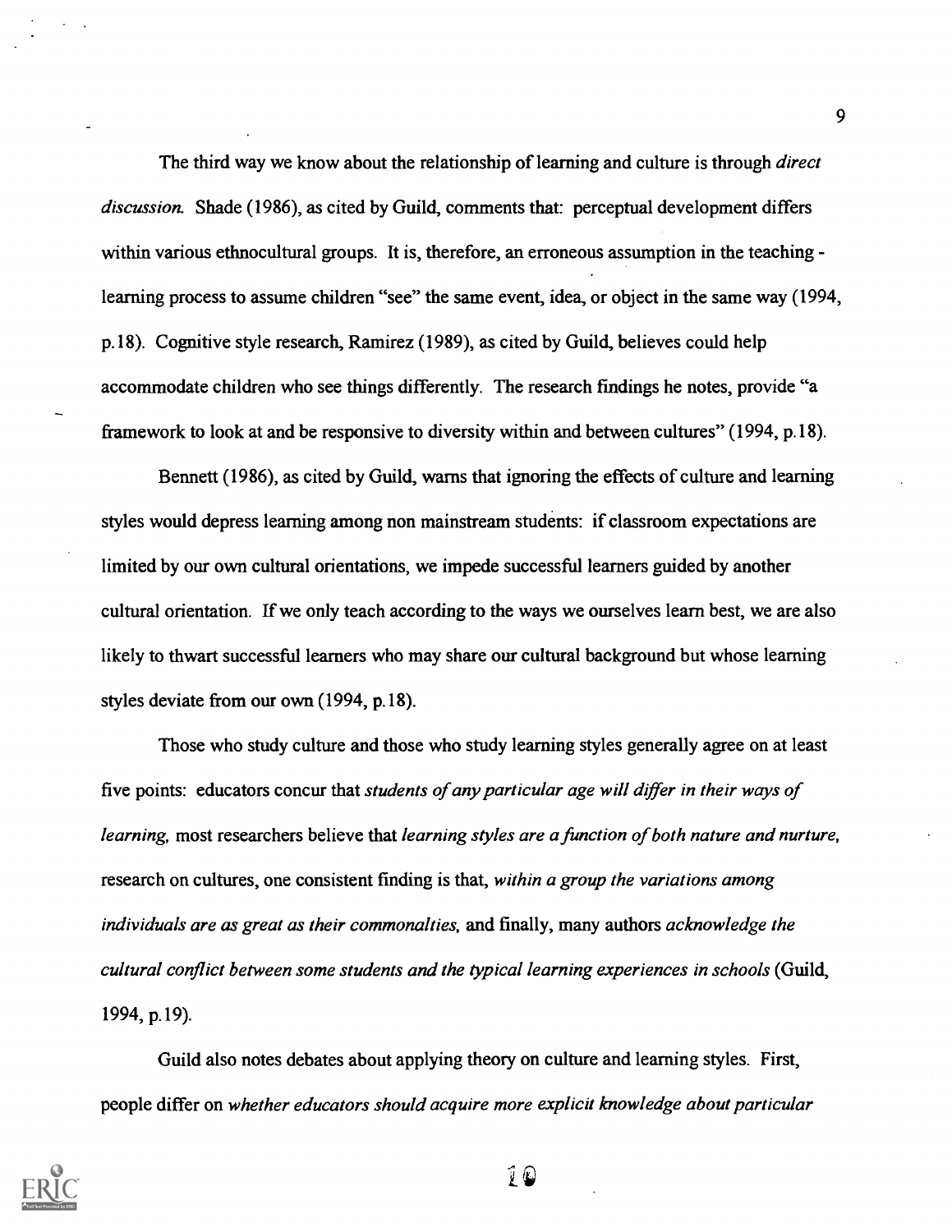The third way we know about the relationship of learning and culture is through *direct discussion.* Shade (1986), as cited by Guild, comments that: perceptual development differs within various ethnocultural groups. It is, therefore, an erroneous assumption in the teaching - learning process to assume children "see" the same event, idea, or object in the same way (1994, p.18). Cognitive style research, Ramirez (1989), as cited by Guild, believes could help accommodate children who see things differently. The research findings he notes, provide "a framework to look at and be responsive to diversity within and between cultures" (1994, p.18).

Bennett (1986), as cited by Guild, warns that ignoring the effects of culture and learning styles would depress learning among non mainstream students: if classroom expectations are limited by our own cultural orientations, we impede successful learners guided by another cultural orientation. If we only teach according to the ways we ourselves learn best, we are also likely to thwart successful learners who may share our cultural background but whose learning styles deviate from our own (1994, p.18).

Those who study culture and those who study learning styles generally agree on at least five points: educators concur that *students of any particular age will differ in their ways of learning,* most researchers believe that *learning styles are a function of both nature and nurture,* research on cultures, one consistent finding is that, *within a group the variations among individuals are as great as their commonalties,* and finally, many authors *acknowledge the cultural conflict between some students and the typical learning experiences in schools* (Guild, 1994, p.19).

Guild also notes debates about applying theory on culture and learning styles. First, people differ on *whether educators should acquire more explicit knowledge about particular*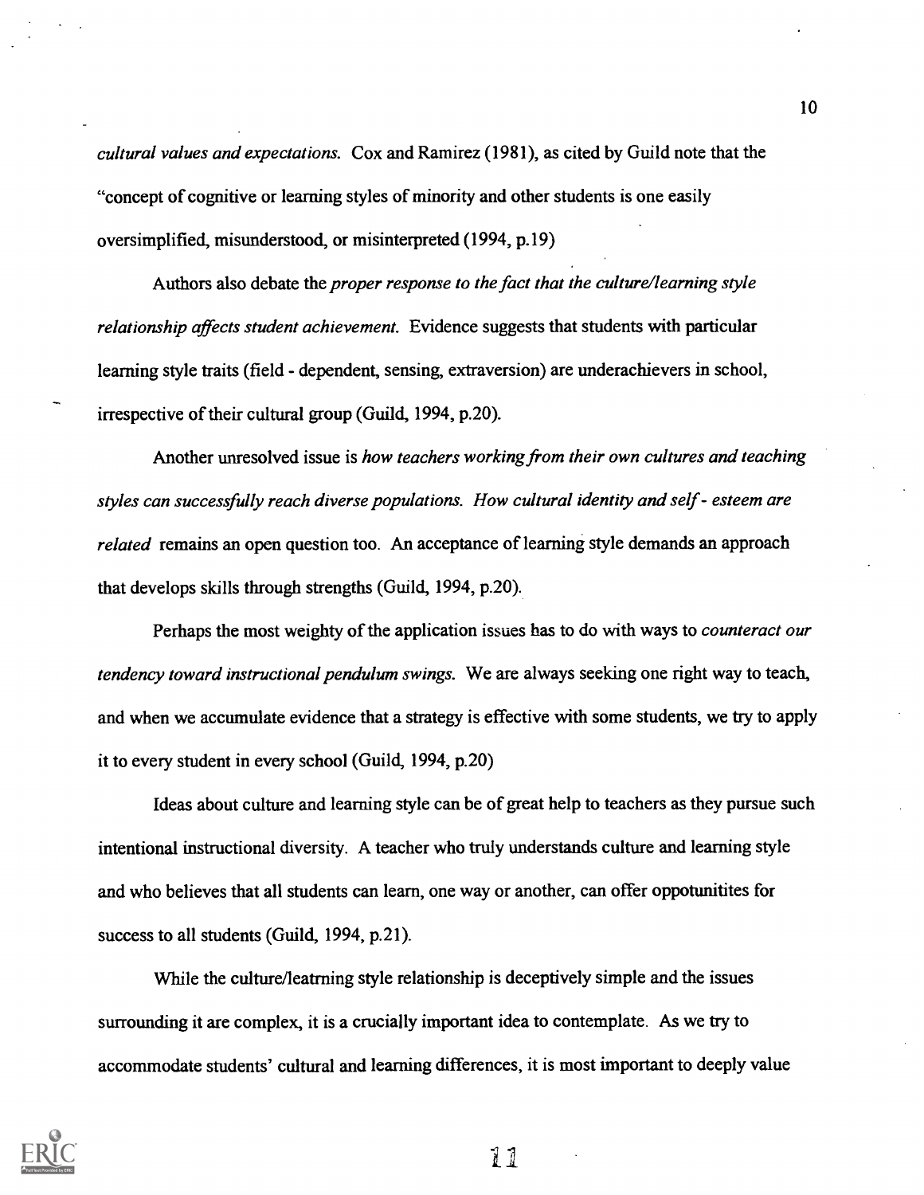*cultural values and expectations.* Cox and Ramirez (1981), as cited by Guild note that the "concept of cognitive or learning styles of minority and other students is one easily oversimplified, misunderstood, or misinterpreted (1994, p.19)

Authors also debate the *proper response to the fact that the culture/learning style relationship affects student achievement.* Evidence suggests that students with particular learning style traits (field - dependent, sensing, extraversion) are underachievers in school, irrespective of their cultural group (Guild, 1994, p.20).

Another unresolved issue is *how teachers working from their own cultures and teaching styles can successfully reach diverse populations. How cultural identity and self - esteem are related* remains an open question too. An acceptance of learning style demands an approach that develops skills through strengths (Guild, 1994, p.20).

Perhaps the most weighty of the application issues has to do with ways to *counteract our tendency toward instructional pendulum swings.* We are always seeking one right way to teach, and when we accumulate evidence that a strategy is effective with some students, we try to apply it to every student in every school (Guild, 1994, p.20)

Ideas about culture and learning style can be of great help to teachers as they pursue such intentional instructional diversity. A teacher who truly understands culture and learning style and who believes that all students can learn, one way or another, can offer oppotunitites for success to all students (Guild, 1994, p.21).

While the culture/leatrning style relationship is deceptively simple and the issues surrounding it are complex, it is a crucially important idea to contemplate. As we try to accommodate students' cultural and learning differences, it is most important to deeply value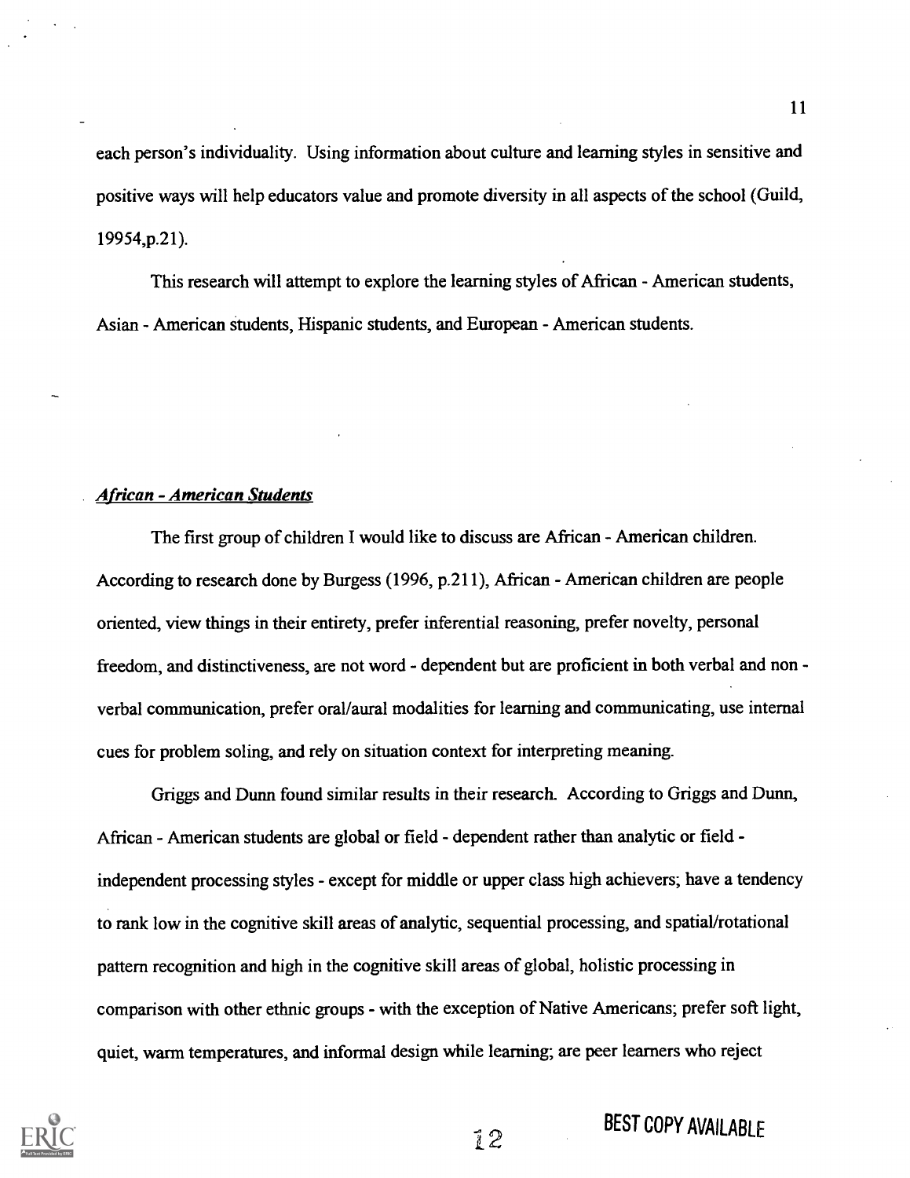each person's individuality. Using information about culture and learning styles in sensitive and positive ways will help educators value and promote diversity in all aspects of the school (Guild, 19954,p.21).

This research will attempt to explore the learning styles of African - American students, Asian - American students, Hispanic students, and European - American students.

### *African - American Students*

The first group of children I would like to discuss are African - American children. According to research done by Burgess (1996, p.211), African - American children are people oriented, view things in their entirety, prefer inferential reasoning, prefer novelty, personal freedom, and distinctiveness, are not word - dependent but are proficient in both verbal and non - verbal communication, prefer oral/aural modalities for learning and communicating, use internal cues for problem soling, and rely on situation context for interpreting meaning.

Griggs and Dunn found similar results in their research. According to Griggs and Dunn, African - American students are global or field - dependent rather than analytic or field - independent processing styles - except for middle or upper class high achievers; have a tendency to rank low in the cognitive skill areas of analytic, sequential processing, and spatial/rotational pattern recognition and high in the cognitive skill areas of global, holistic processing in comparison with other ethnic groups - with the exception of Native Americans; prefer soft light, quiet, warm temperatures, and informal design while learning; are peer learners who reject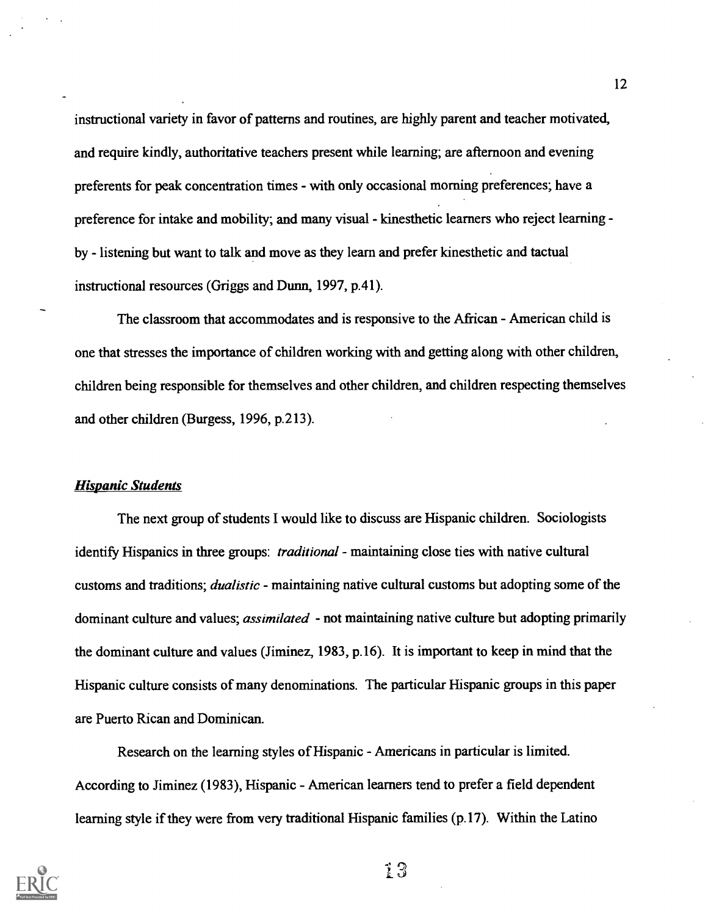instructional variety in favor of patterns and routines, are highly parent and teacher motivated, and require kindly, authoritative teachers present while learning; are afternoon and evening preferents for peak concentration times - with only occasional morning preferences; have a preference for intake and mobility; and many visual - kinesthetic learners who reject learning - by - listening but want to talk and move as they learn and prefer kinesthetic and tactual instructional resources (Griggs and Dunn, 1997, p.41).

The classroom that accommodates and is responsive to the African - American child is one that stresses the importance of children working with and getting along with other children, children being responsible for themselves and other children, and children respecting themselves and other children (Burgess, 1996, p.213).

### ***Hispanic Students***

The next group of students I would like to discuss are Hispanic children. Sociologists identify Hispanics in three groups: *traditional* - maintaining close ties with native cultural customs and traditions; *dualistic* - maintaining native cultural customs but adopting some of the dominant culture and values; *assimilated* - not maintaining native culture but adopting primarily the dominant culture and values (Jiminez, 1983, p.16). It is important to keep in mind that the Hispanic culture consists of many denominations. The particular Hispanic groups in this paper are Puerto Rican and Dominican.

Research on the learning styles of Hispanic - Americans in particular is limited. According to Jiminez (1983), Hispanic - American learners tend to prefer a field dependent learning style if they were from very traditional Hispanic families (p.17). Within the Latino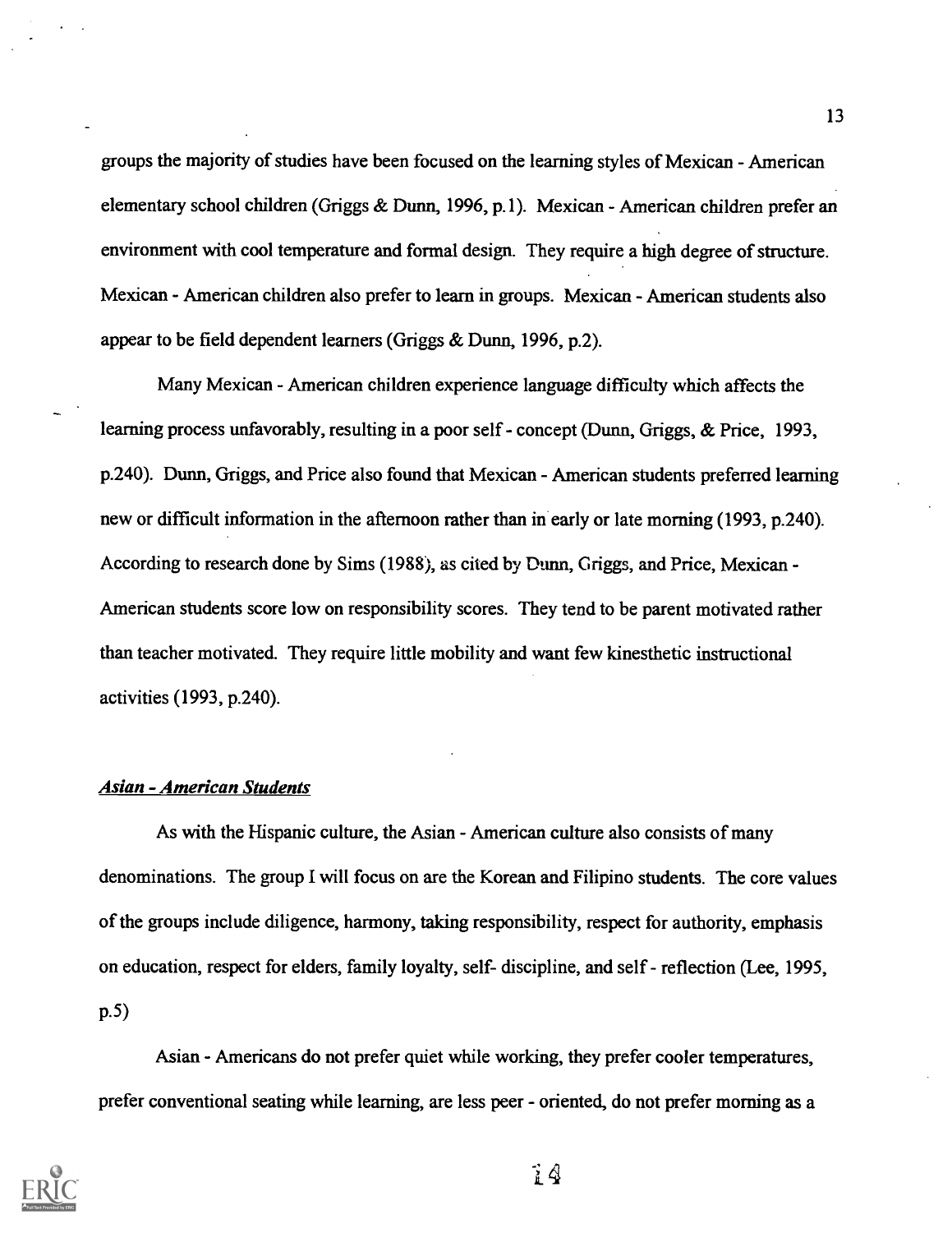groups the majority of studies have been focused on the learning styles of Mexican - American elementary school children (Griggs & Dunn, 1996, p.1). Mexican - American children prefer an environment with cool temperature and formal design. They require a high degree of structure. Mexican - American children also prefer to learn in groups. Mexican - American students also appear to be field dependent learners (Griggs & Dunn, 1996, p.2).

Many Mexican - American children experience language difficulty which affects the learning process unfavorably, resulting in a poor self - concept (Dunn, Griggs, & Price, 1993, p.240). Dunn, Griggs, and Price also found that Mexican - American students preferred learning new or difficult information in the afternoon rather than in early or late morning (1993, p.240). According to research done by Sims (1988), as cited by Dunn, Griggs, and Price, Mexican - American students score low on responsibility scores. They tend to be parent motivated rather than teacher motivated. They require little mobility and want few kinesthetic instructional activities (1993, p.240).

### ***Asian - American Students***

As with the Hispanic culture, the Asian - American culture also consists of many denominations. The group I will focus on are the Korean and Filipino students. The core values of the groups include diligence, harmony, taking responsibility, respect for authority, emphasis on education, respect for elders, family loyalty, self- discipline, and self - reflection (Lee, 1995, p.5)

Asian - Americans do not prefer quiet while working, they prefer cooler temperatures, prefer conventional seating while learning, are less peer - oriented, do not prefer morning as a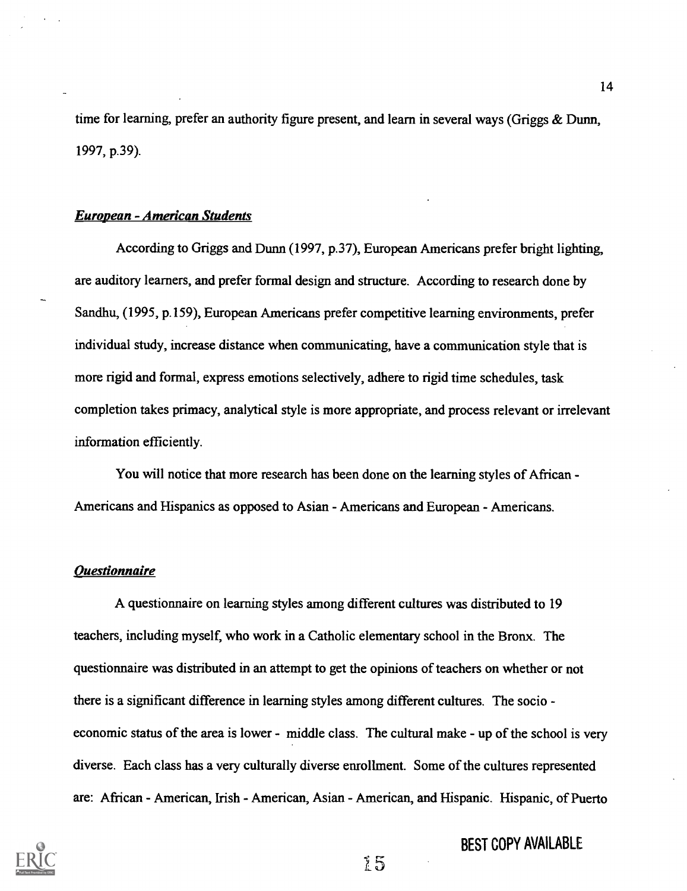time for learning, prefer an authority figure present, and learn in several ways (Griggs & Dunn, 1997, p.39).

### *European - American Students*

According to Griggs and Dunn (1997, p.37), European Americans prefer bright lighting, are auditory learners, and prefer formal design and structure. According to research done by Sandhu, (1995, p.159), European Americans prefer competitive learning environments, prefer individual study, increase distance when communicating, have a communication style that is more rigid and formal, express emotions selectively, adhere to rigid time schedules, task completion takes primacy, analytical style is more appropriate, and process relevant or irrelevant information efficiently.

You will notice that more research has been done on the learning styles of African - Americans and Hispanics as opposed to Asian - Americans and European - Americans.

### *Questionnaire*

A questionnaire on learning styles among different cultures was distributed to 19 teachers, including myself, who work in a Catholic elementary school in the Bronx. The questionnaire was distributed in an attempt to get the opinions of teachers on whether or not there is a significant difference in learning styles among different cultures. The socio - economic status of the area is lower - middle class. The cultural make - up of the school is very diverse. Each class has a very culturally diverse enrollment. Some of the cultures represented are: African - American, Irish - American, Asian - American, and Hispanic. Hispanic, of Puerto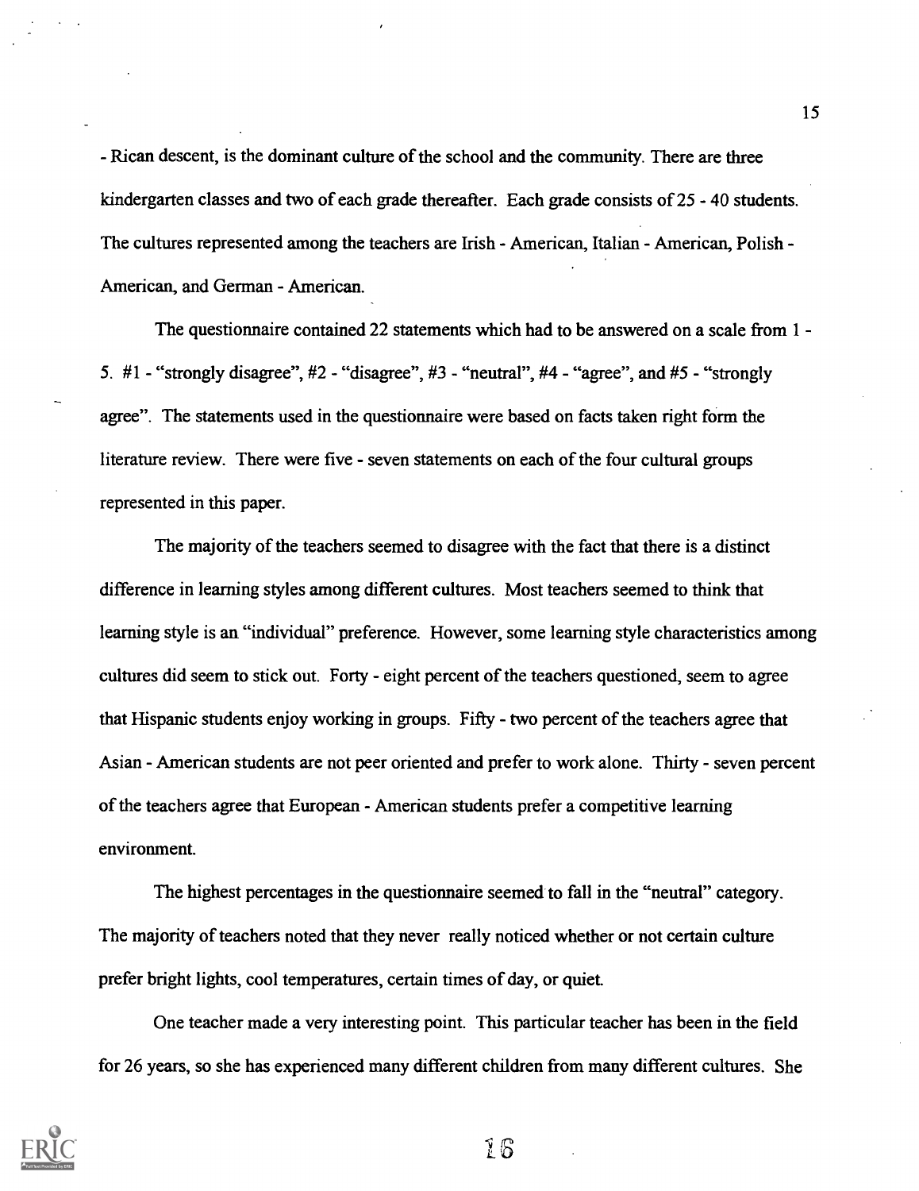- Rican descent, is the dominant culture of the school and the community. There are three kindergarten classes and two of each grade thereafter. Each grade consists of 25 - 40 students. The cultures represented among the teachers are Irish - American, Italian - American, Polish - American, and German - American.

The questionnaire contained 22 statements which had to be answered on a scale from 1 - 5. #1 - "strongly disagree", #2 - "disagree", #3 - "neutral", #4 - "agree", and #5 - "strongly agree". The statements used in the questionnaire were based on facts taken right form the literature review. There were five - seven statements on each of the four cultural groups represented in this paper.

The majority of the teachers seemed to disagree with the fact that there is a distinct difference in learning styles among different cultures. Most teachers seemed to think that learning style is an "individual" preference. However, some learning style characteristics among cultures did seem to stick out. Forty - eight percent of the teachers questioned, seem to agree that Hispanic students enjoy working in groups. Fifty - two percent of the teachers agree that Asian - American students are not peer oriented and prefer to work alone. Thirty - seven percent of the teachers agree that European - American students prefer a competitive learning environment.

The highest percentages in the questionnaire seemed to fall in the "neutral" category. The majority of teachers noted that they never really noticed whether or not certain culture prefer bright lights, cool temperatures, certain times of day, or quiet.

One teacher made a very interesting point. This particular teacher has been in the field for 26 years, so she has experienced many different children from many different cultures. She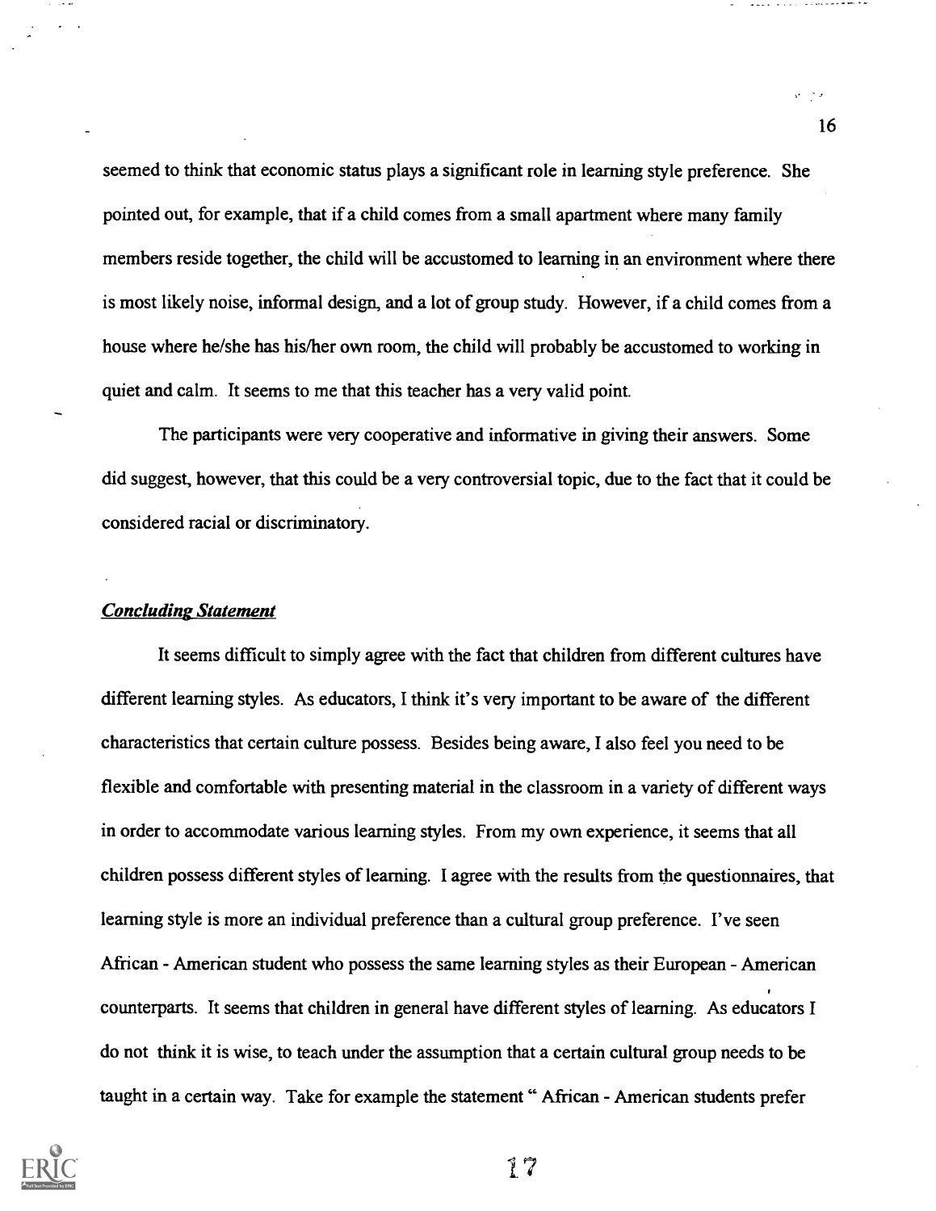seemed to think that economic status plays a significant role in learning style preference. She pointed out, for example, that if a child comes from a small apartment where many family members reside together, the child will be accustomed to learning in an environment where there is most likely noise, informal design, and a lot of group study. However, if a child comes from a house where he/she has his/her own room, the child will probably be accustomed to working in quiet and calm. It seems to me that this teacher has a very valid point.

The participants were very cooperative and informative in giving their answers. Some did suggest, however, that this could be a very controversial topic, due to the fact that it could be considered racial or discriminatory.

### *Concluding Statement*

It seems difficult to simply agree with the fact that children from different cultures have different learning styles. As educators, I think it's very important to be aware of the different characteristics that certain culture possess. Besides being aware, I also feel you need to be flexible and comfortable with presenting material in the classroom in a variety of different ways in order to accommodate various learning styles. From my own experience, it seems that all children possess different styles of learning. I agree with the results from the questionnaires, that learning style is more an individual preference than a cultural group preference. I've seen African - American student who possess the same learning styles as their European - American counterparts. It seems that children in general have different styles of learning. As educators I do not think it is wise, to teach under the assumption that a certain cultural group needs to be taught in a certain way. Take for example the statement " African - American students prefer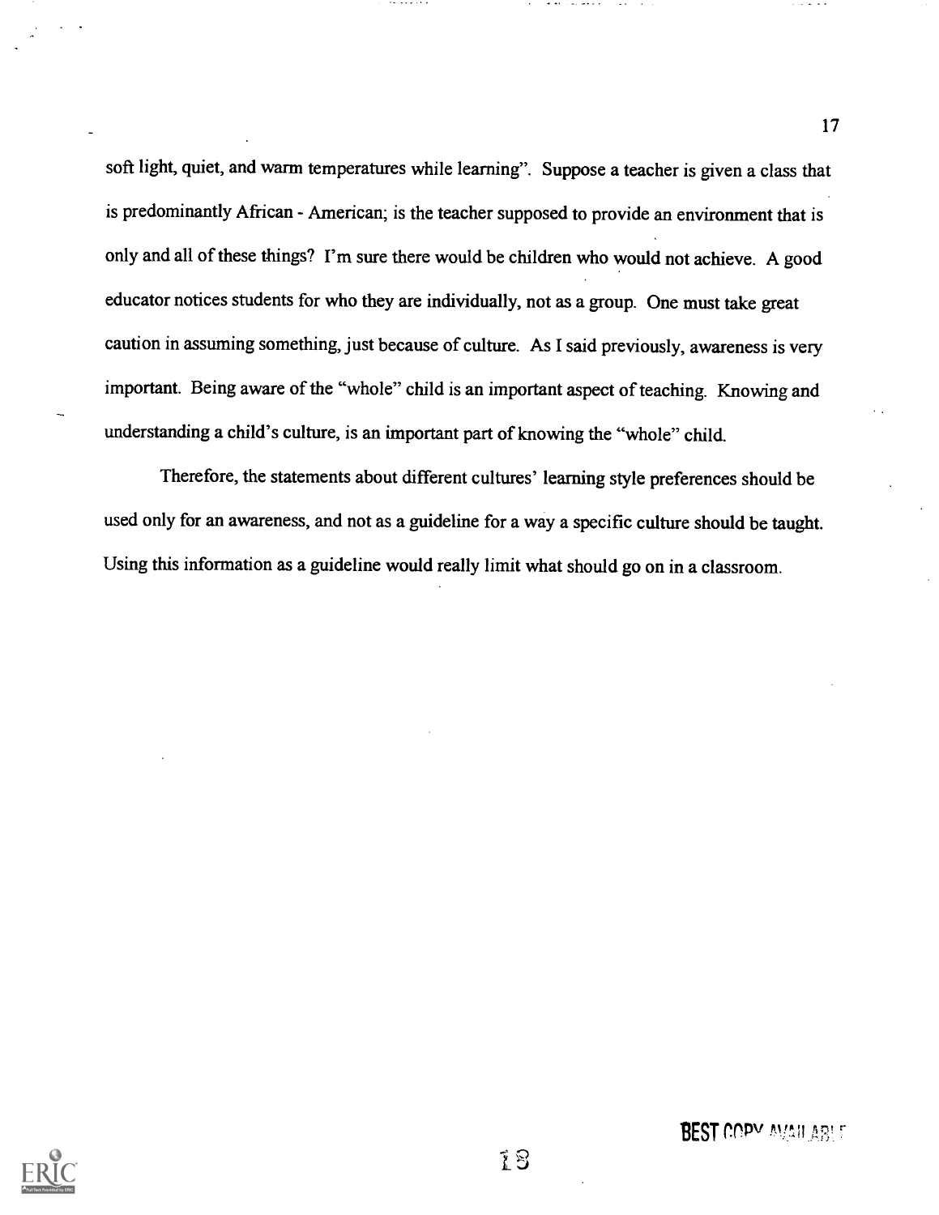soft light, quiet, and warm temperatures while learning". Suppose a teacher is given a class that is predominantly African - American; is the teacher supposed to provide an environment that is only and all of these things? I'm sure there would be children who would not achieve. A good educator notices students for who they are individually, not as a group. One must take great caution in assuming something, just because of culture. As I said previously, awareness is very important. Being aware of the "whole" child is an important aspect of teaching. Knowing and understanding a child's culture, is an important part of knowing the "whole" child.

Therefore, the statements about different cultures' learning style preferences should be used only for an awareness, and not as a guideline for a way a specific culture should be taught. Using this information as a guideline would really limit what should go on in a classroom.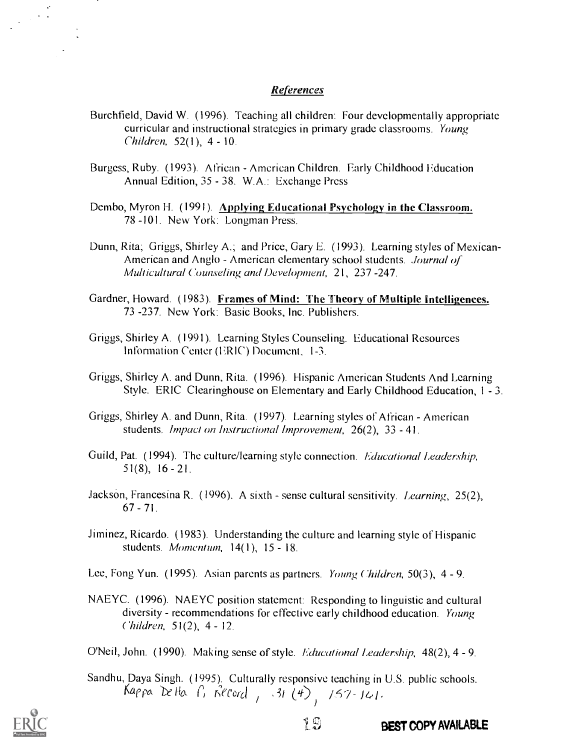## *References*

Burchfield, David W. (1996). Teaching all children: Four developmentally appropriate curricular and instructional strategies in primary grade classrooms. *Young Children,* 52(1), 4 - 10.

Burgess, Ruby. (1993). African - American Children. Early Childhood Education Annual Edition, 35 - 38. W.A.: Exchange Press

Dembo, Myron H. (1991). **Applying Educational Psychology in the Classroom.** 78 -101. New York: Longman Press.

Dunn, Rita; Griggs, Shirley A.; and Price, Gary E. (1993). Learning styles of Mexican-American and Anglo - American elementary school students. *Journal of Multicultural Counseling and Development,* 21, 237 -247.

Gardner, Howard. (1983). **Frames of Mind: The Theory of Multiple Intelligences.** 73 -237. New York: Basic Books, Inc. Publishers.

Griggs, Shirley A. (1991). Learning Styles Counseling. Educational Resources Information Center (ERIC) Document, 1-3.

Griggs, Shirley A. and Dunn, Rita. (1996). Hispanic American Students And Learning Style. ERIC Clearinghouse on Elementary and Early Childhood Education, 1 - 3.

Griggs, Shirley A. and Dunn, Rita. (1997). Learning styles of African - American students. *Impact on Instructional Improvement,* 26(2), 33 - 41.

Guild, Pat. (1994). The culture/learning style connection. *Educational Leadership,* 51(8), 16 - 21.

Jackson, Francesina R. (1996). A sixth - sense cultural sensitivity. *Learning,* 25(2), 67 - 71.

Jiminez, Ricardo. (1983). Understanding the culture and learning style of Hispanic students. *Momentum,* 14(1), 15 - 18.

Lee, Fong Yun. (1995). Asian parents as partners. *Young Children,* 50(3), 4 - 9.

NAEYC. (1996). NAEYC position statement: Responding to linguistic and cultural diversity - recommendations for effective early childhood education. *Young Children,* 51(2), 4 - 12.

O'Neil, John. (1990). Making sense of style. *Educational Leadership,* 48(2), 4 - 9.

Sandhu, Daya Singh. (1995). Culturally responsive teaching in U.S. public schools. Kappa Delta Pi Record, 31 (4), 157-161.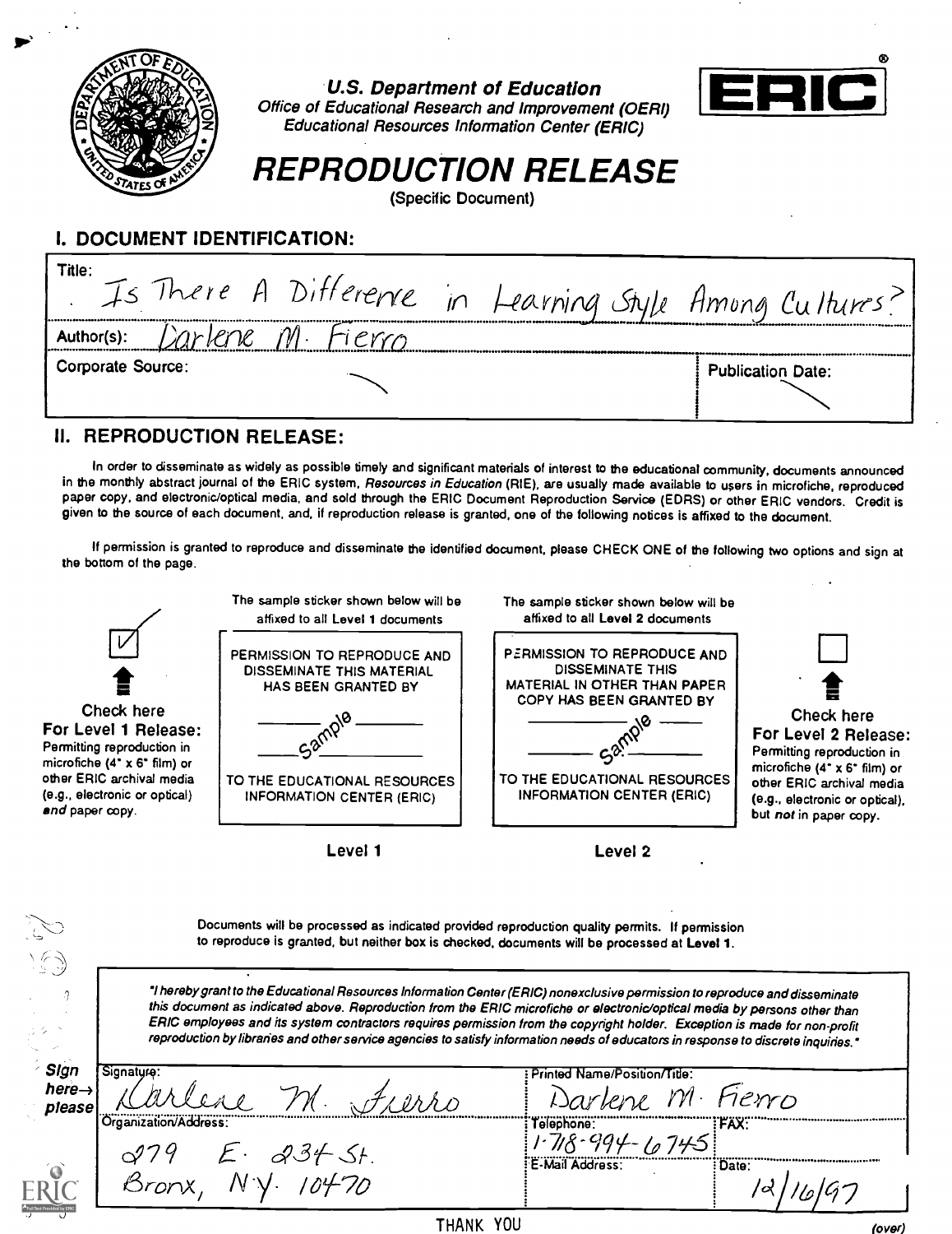U.S. Department of Education
Office of Educational Research and Improvement (OERI)
Educational Resources Information Center (ERIC)

ERIC®

# REPRODUCTION RELEASE

(Specific Document)

## I. DOCUMENT IDENTIFICATION:

Title: Is There A Difference in Learning Style Among Cultures?

Author(s): Darlene M. Fierro

| Corporate Source: | Publication Date: |
|---|---|
| | |

## II. REPRODUCTION RELEASE:

In order to disseminate as widely as possible timely and significant materials of interest to the educational community, documents announced in the monthly abstract journal of the ERIC system, *Resources in Education* (RIE), are usually made available to users in microfiche, reproduced paper copy, and electronic/optical media, and sold through the ERIC Document Reproduction Service (EDRS) or other ERIC vendors. Credit is given to the source of each document, and, if reproduction release is granted, one of the following notices is affixed to the document.

If permission is granted to reproduce and disseminate the identified document, please CHECK ONE of the following two options and sign at the bottom of the page.

☑ **Check here For Level 1 Release:** Permitting reproduction in microfiche (4" x 6" film) or other ERIC archival media (e.g., electronic or optical) *and* paper copy.

The sample sticker shown below will be affixed to all **Level 1** documents

PERMISSION TO REPRODUCE AND DISSEMINATE THIS MATERIAL HAS BEEN GRANTED BY

Sample

TO THE EDUCATIONAL RESOURCES INFORMATION CENTER (ERIC)

**Level 1**

The sample sticker shown below will be affixed to all **Level 2** documents

PERMISSION TO REPRODUCE AND DISSEMINATE THIS MATERIAL IN OTHER THAN PAPER COPY HAS BEEN GRANTED BY

Sample

TO THE EDUCATIONAL RESOURCES INFORMATION CENTER (ERIC)

**Level 2**

☐ **Check here For Level 2 Release:** Permitting reproduction in microfiche (4" x 6" film) or other ERIC archival media (e.g., electronic or optical), but *not* in paper copy.

Documents will be processed as indicated provided reproduction quality permits. If permission to reproduce is granted, but neither box is checked, documents will be processed at **Level 1**.

*"I hereby grant to the Educational Resources Information Center (ERIC) nonexclusive permission to reproduce and disseminate this document as indicated above. Reproduction from the ERIC microfiche or electronic/optical media by persons other than ERIC employees and its system contractors requires permission from the copyright holder. Exception is made for non-profit reproduction by libraries and other service agencies to satisfy information needs of educators in response to discrete inquiries."*

**Sign here→ please**

| Signature: Darlene M. Fierro | Printed Name/Position/Title: Darlene M. Fierro | |
|---|---|---|
| Organization/Address: 279 E. 234 St. Bronx, N.Y. 10470 | Telephone: 1-718-994-6745 | FAX: |
| | E-Mail Address: | Date: 12/16/97 |

THANK YOU

(over)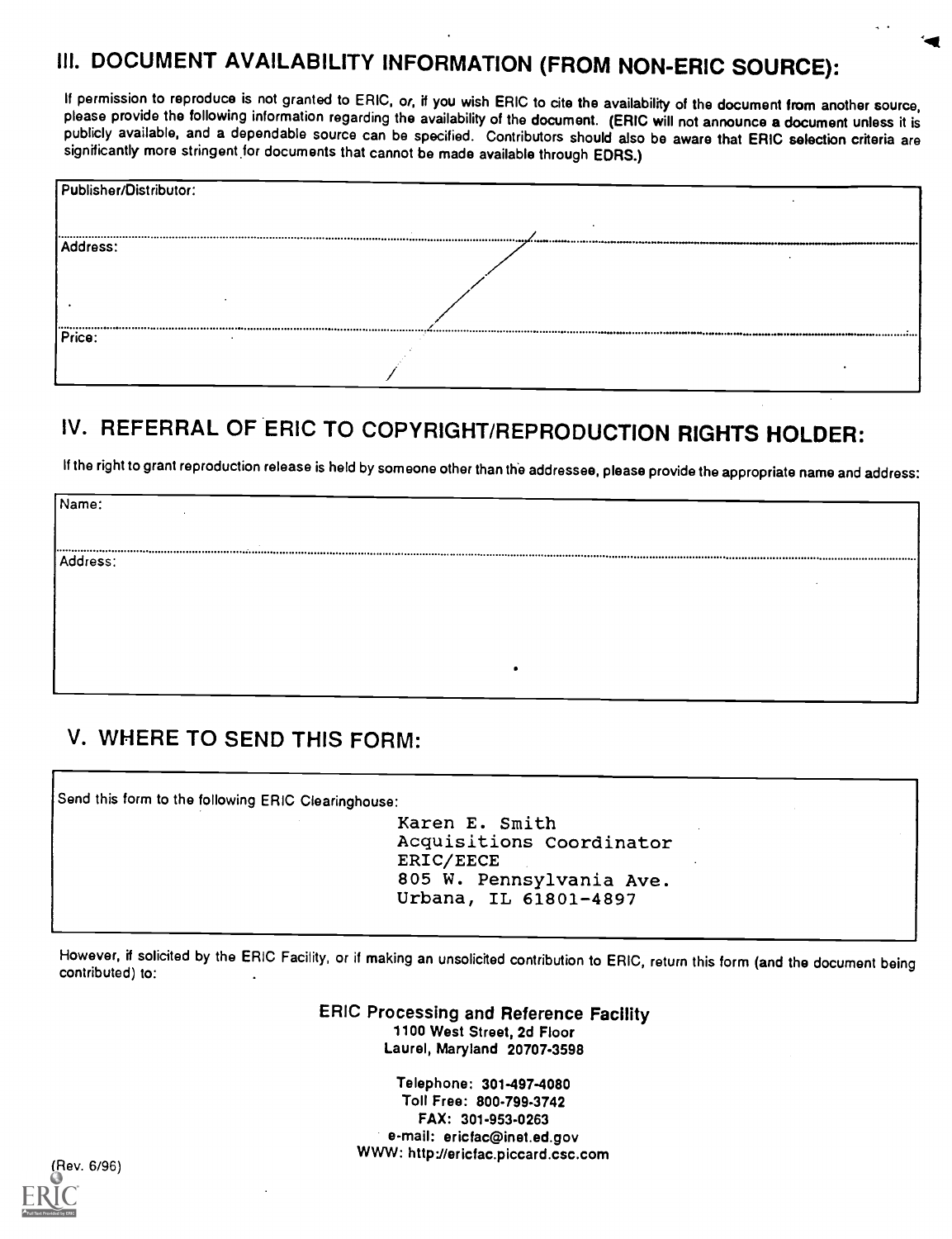## III. DOCUMENT AVAILABILITY INFORMATION (FROM NON-ERIC SOURCE):

If permission to reproduce is not granted to ERIC, *or*, if you wish ERIC to cite the availability of the document from another source, please provide the following information regarding the availability of the document. (ERIC will not announce a document unless it is publicly available, and a dependable source can be specified. Contributors should also be aware that ERIC selection criteria are significantly more stringent for documents that cannot be made available through EDRS.)

Publisher/Distributor:

Address:

Price:

## IV. REFERRAL OF ERIC TO COPYRIGHT/REPRODUCTION RIGHTS HOLDER:

If the right to grant reproduction release is held by someone other than the addressee, please provide the appropriate name and address:

Name:

Address:

## V. WHERE TO SEND THIS FORM:

Send this form to the following ERIC Clearinghouse:

Karen E. Smith
Acquisitions Coordinator
ERIC/EECE
805 W. Pennsylvania Ave.
Urbana, IL 61801-4897

However, if solicited by the ERIC Facility, or if making an unsolicited contribution to ERIC, return this form (and the document being contributed) to:

**ERIC Processing and Reference Facility**
1100 West Street, 2d Floor
Laurel, Maryland 20707-3598

Telephone: 301-497-4080
Toll Free: 800-799-3742
FAX: 301-953-0263
e-mail: ericfac@inet.ed.gov
WWW: http://ericfac.piccard.csc.com

(Rev. 6/96)